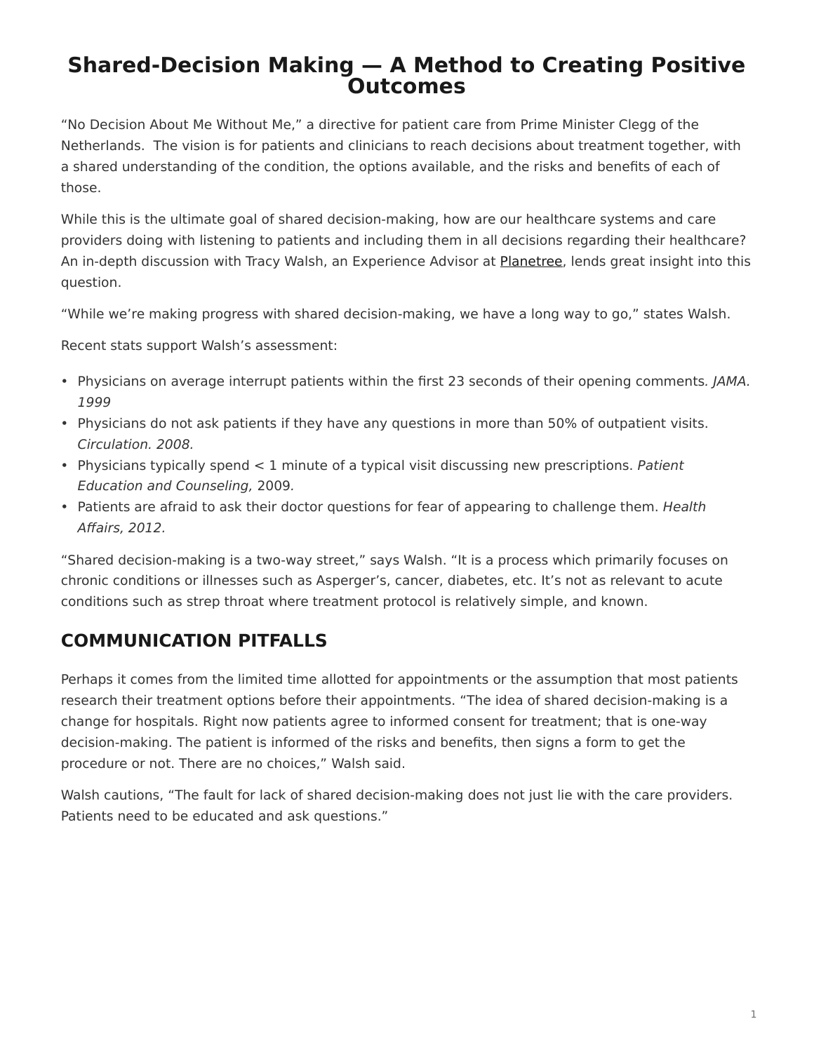# Shared-Decision Making — A Method to Creating Positive Outcomes

"No Decision About Me Without Me," a directive for patient care from Prime Minister Clegg of the Netherlands.  The vision is for patients and clinicians to reach decisions about treatment together, with a shared understanding of the condition, the options available, and the risks and benefits of each of those.

While this is the ultimate goal of shared decision-making, how are our healthcare systems and care providers doing with listening to patients and including them in all decisions regarding their healthcare? An in-depth discussion with Tracy Walsh, an Experience Advisor at Planetree, lends great insight into this question.

"While we're making progress with shared decision-making, we have a long way to go," states Walsh.

Recent stats support Walsh's assessment:

- Physicians on average interrupt patients within the first 23 seconds of their opening comments*. JAMA. 1999*
- Physicians do not ask patients if they have any questions in more than 50% of outpatient visits. *Circulation. 2008.*
- Physicians typically spend < 1 minute of a typical visit discussing new prescriptions. *Patient Education and Counseling,* 2009.
- Patients are afraid to ask their doctor questions for fear of appearing to challenge them. *Health Affairs, 2012.*

"Shared decision-making is a two-way street," says Walsh. "It is a process which primarily focuses on chronic conditions or illnesses such as Asperger's, cancer, diabetes, etc. It's not as relevant to acute conditions such as strep throat where treatment protocol is relatively simple, and known.

## COMMUNICATION PITFALLS

Perhaps it comes from the limited time allotted for appointments or the assumption that most patients research their treatment options before their appointments. "The idea of shared decision-making is a change for hospitals. Right now patients agree to informed consent for treatment; that is one-way decision-making. The patient is informed of the risks and benefits, then signs a form to get the procedure or not. There are no choices," Walsh said.

Walsh cautions, "The fault for lack of shared decision-making does not just lie with the care providers. Patients need to be educated and ask questions."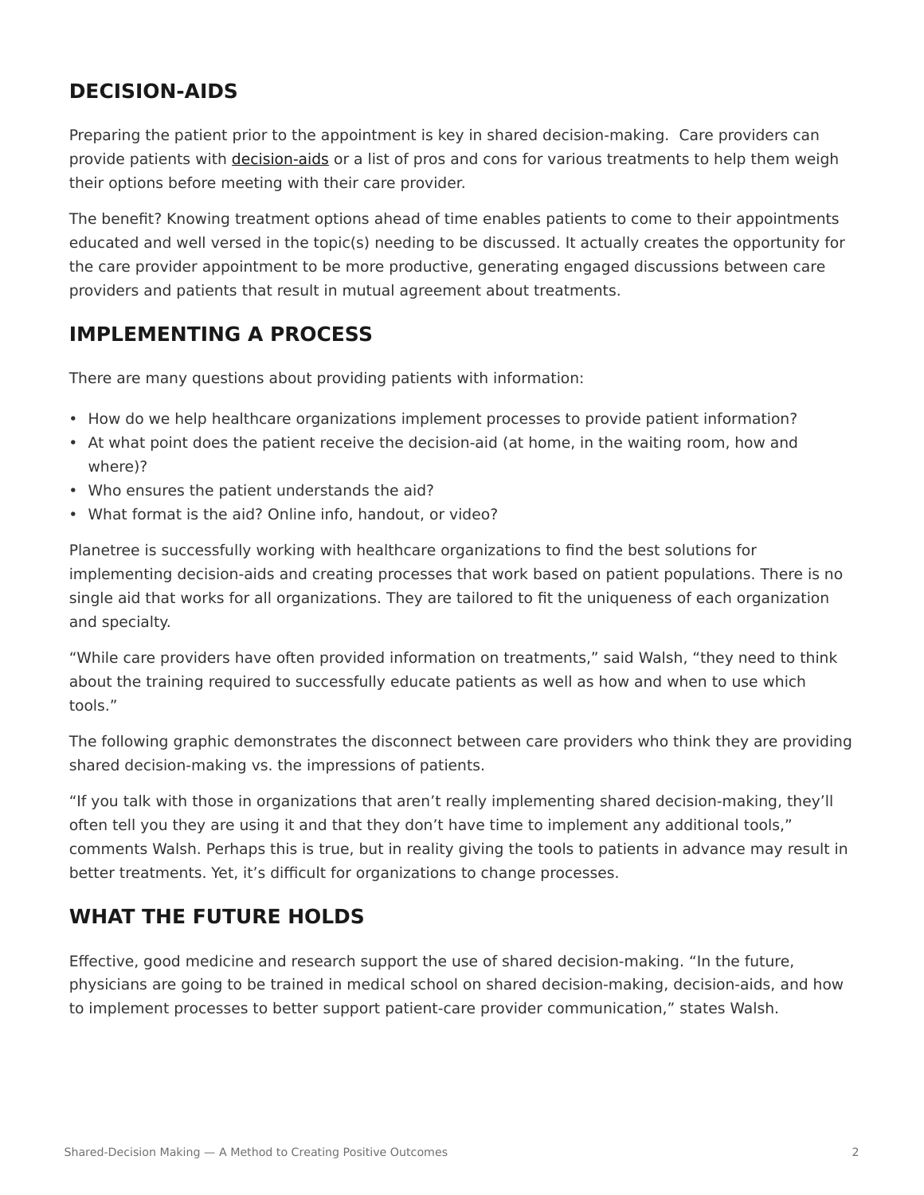## DECISION-AIDS

Preparing the patient prior to the appointment is key in shared decision-making. Care providers can provide patients with decision-aids or a list of pros and cons for various treatments to help them weigh their options before meeting with their care provider.

The benefit? Knowing treatment options ahead of time enables patients to come to their appointments educated and well versed in the topic(s) needing to be discussed. It actually creates the opportunity for the care provider appointment to be more productive, generating engaged discussions between care providers and patients that result in mutual agreement about treatments.

## IMPLEMENTING A PROCESS

There are many questions about providing patients with information:

- How do we help healthcare organizations implement processes to provide patient information?
- At what point does the patient receive the decision-aid (at home, in the waiting room, how and where)?
- Who ensures the patient understands the aid?
- What format is the aid? Online info, handout, or video?

Planetree is successfully working with healthcare organizations to find the best solutions for implementing decision-aids and creating processes that work based on patient populations. There is no single aid that works for all organizations. They are tailored to fit the uniqueness of each organization and specialty.

"While care providers have often provided information on treatments," said Walsh, "they need to think about the training required to successfully educate patients as well as how and when to use which tools."

The following graphic demonstrates the disconnect between care providers who think they are providing shared decision-making vs. the impressions of patients.

"If you talk with those in organizations that aren't really implementing shared decision-making, they'll often tell you they are using it and that they don't have time to implement any additional tools," comments Walsh. Perhaps this is true, but in reality giving the tools to patients in advance may result in better treatments. Yet, it's difficult for organizations to change processes.

## WHAT THE FUTURE HOLDS

Effective, good medicine and research support the use of shared decision-making. "In the future, physicians are going to be trained in medical school on shared decision-making, decision-aids, and how to implement processes to better support patient-care provider communication," states Walsh.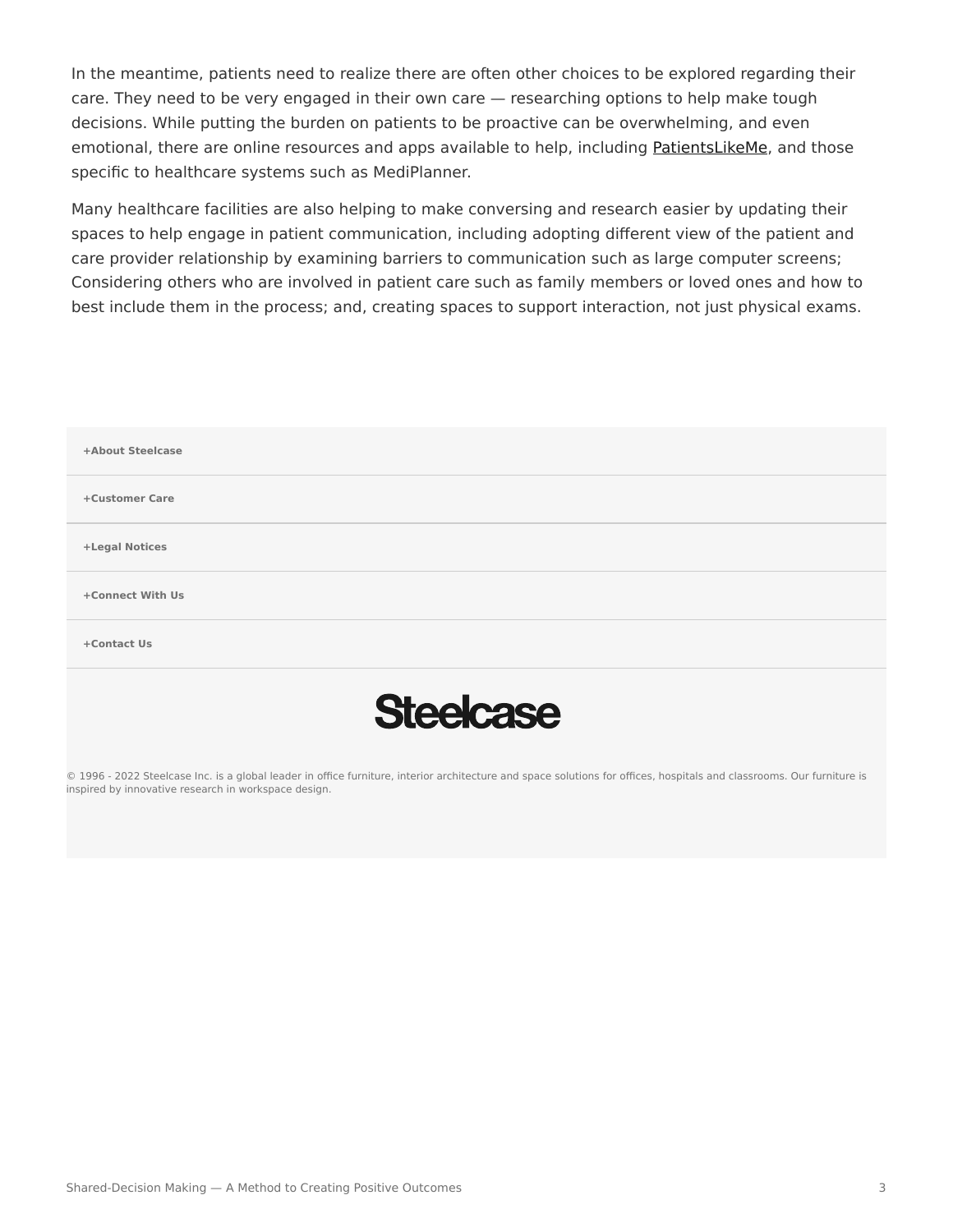In the meantime, patients need to realize there are often other choices to be explored regarding their care. They need to be very engaged in their own care — researching options to help make tough decisions. While putting the burden on patients to be proactive can be overwhelming, and even emotional, there are online resources and apps available to help, including PatientsLikeMe, and those specific to healthcare systems such as MediPlanner.

Many healthcare facilities are also helping to make conversing and research easier by updating their spaces to help engage in patient communication, including adopting different view of the patient and care provider relationship by examining barriers to communication such as large computer screens; Considering others who are involved in patient care such as family members or loved ones and how to best include them in the process; and, creating spaces to support interaction, not just physical exams.

**+About Steelcase**

**+Customer Care**

**+Legal Notices**

**+Connect With Us**

**+Contact Us**

Steelcase

© 1996 - 2022 Steelcase Inc. is a global leader in office furniture, interior architecture and space solutions for offices, hospitals and classrooms. Our furniture is inspired by innovative research in workspace design.